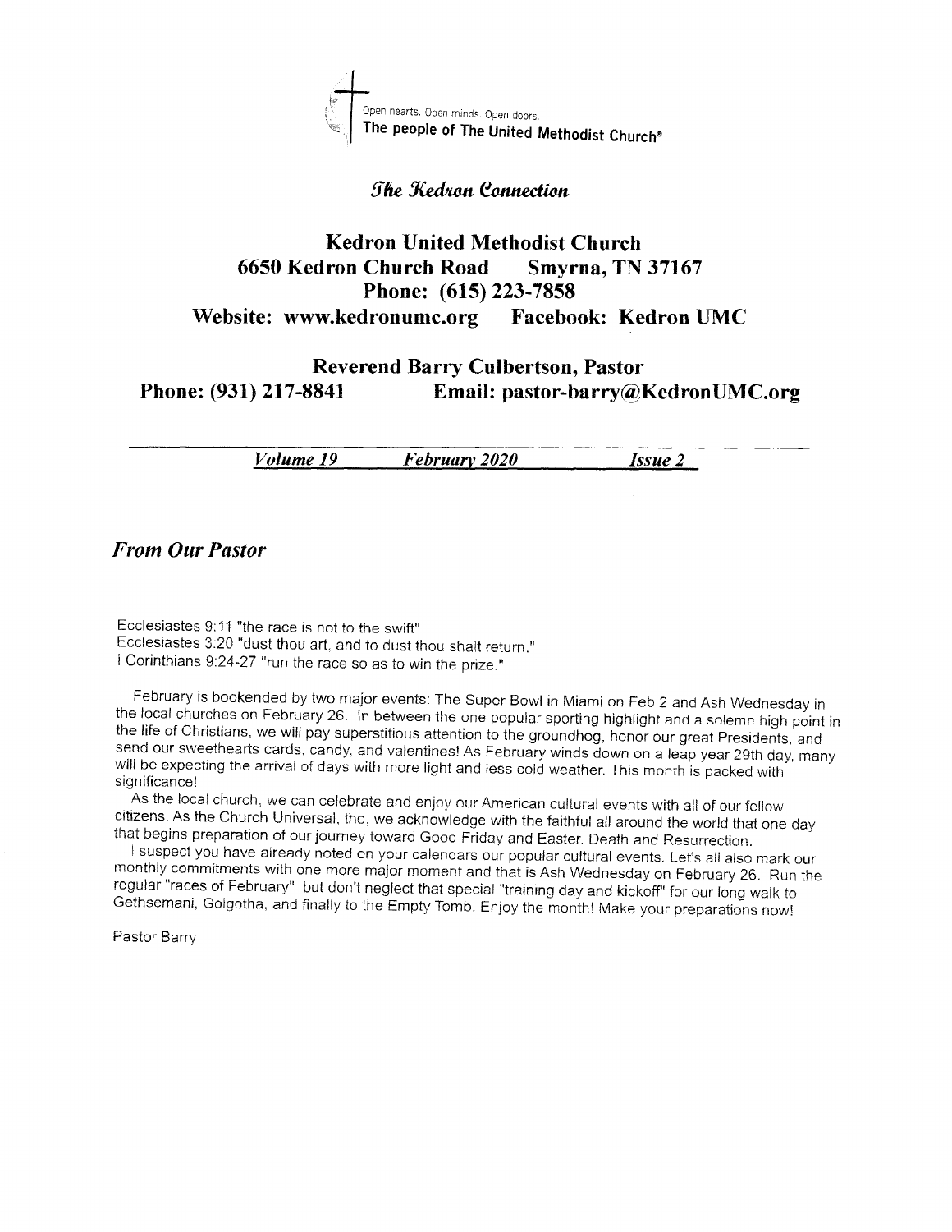Open hearts. Open minds. Open doors.
The people of The United Methodist Church®

## *The Kedron Connection*

# Kedron United Methodist Church

**6650 Kedron Church Road    Smyrna, TN 37167**
**Phone: (615) 223-7858**
**Website: www.kedronumc.org    Facebook: Kedron UMC**

**Reverend Barry Culbertson, Pastor**
**Phone: (931) 217-8841    Email: pastor-barry@KedronUMC.org**

***Volume 19    February 2020    Issue 2***

## *From Our Pastor*

Ecclesiastes 9:11 "the race is not to the swift"
Ecclesiastes 3:20 "dust thou art, and to dust thou shalt return."
I Corinthians 9:24-27 "run the race so as to win the prize."

February is bookended by two major events: The Super Bowl in Miami on Feb 2 and Ash Wednesday in the local churches on February 26. In between the one popular sporting highlight and a solemn high point in the life of Christians, we will pay superstitious attention to the groundhog, honor our great Presidents, and send our sweethearts cards, candy, and valentines! As February winds down on a leap year 29th day, many will be expecting the arrival of days with more light and less cold weather. This month is packed with significance!

As the local church, we can celebrate and enjoy our American cultural events with all of our fellow citizens. As the Church Universal, tho, we acknowledge with the faithful all around the world that one day that begins preparation of our journey toward Good Friday and Easter. Death and Resurrection.

I suspect you have already noted on your calendars our popular cultural events. Let's all also mark our monthly commitments with one more major moment and that is Ash Wednesday on February 26. Run the regular "races of February" but don't neglect that special "training day and kickoff" for our long walk to Gethsemani, Golgotha, and finally to the Empty Tomb. Enjoy the month! Make your preparations now!

Pastor Barry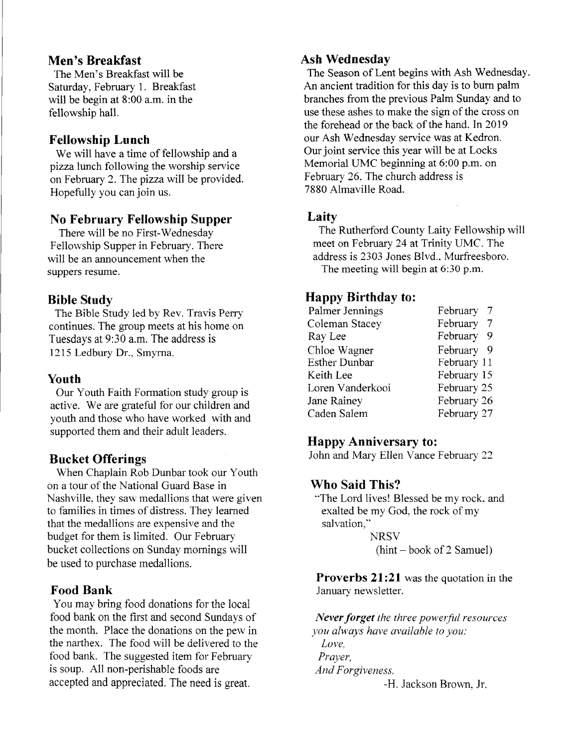## Men's Breakfast

The Men's Breakfast will be Saturday, February 1. Breakfast will be begin at 8:00 a.m. in the fellowship hall.

## Fellowship Lunch

We will have a time of fellowship and a pizza lunch following the worship service on February 2. The pizza will be provided. Hopefully you can join us.

## No February Fellowship Supper

There will be no First-Wednesday Fellowship Supper in February. There will be an announcement when the suppers resume.

## Bible Study

The Bible Study led by Rev. Travis Perry continues. The group meets at his home on Tuesdays at 9:30 a.m. The address is 1215 Ledbury Dr., Smyrna.

## Youth

Our Youth Faith Formation study group is active. We are grateful for our children and youth and those who have worked with and supported them and their adult leaders.

## Bucket Offerings

When Chaplain Rob Dunbar took our Youth on a tour of the National Guard Base in Nashville, they saw medallions that were given to families in times of distress. They learned that the medallions are expensive and the budget for them is limited. Our February bucket collections on Sunday mornings will be used to purchase medallions.

## Food Bank

You may bring food donations for the local food bank on the first and second Sundays of the month. Place the donations on the pew in the narthex. The food will be delivered to the food bank. The suggested item for February is soup. All non-perishable foods are accepted and appreciated. The need is great.

## Ash Wednesday

The Season of Lent begins with Ash Wednesday. An ancient tradition for this day is to burn palm branches from the previous Palm Sunday and to use these ashes to make the sign of the cross on the forehead or the back of the hand. In 2019 our Ash Wednesday service was at Kedron. Our joint service this year will be at Locks Memorial UMC beginning at 6:00 p.m. on February 26. The church address is 7880 Almaville Road.

## Laity

The Rutherford County Laity Fellowship will meet on February 24 at Trinity UMC. The address is 2303 Jones Blvd., Murfreesboro. The meeting will begin at 6:30 p.m.

## Happy Birthday to:

| | |
|---|---|
| Palmer Jennings | February 7 |
| Coleman Stacey | February 7 |
| Ray Lee | February 9 |
| Chloe Wagner | February 9 |
| Esther Dunbar | February 11 |
| Keith Lee | February 15 |
| Loren Vanderkooi | February 25 |
| Jane Rainey | February 26 |
| Caden Salem | February 27 |

## Happy Anniversary to:

John and Mary Ellen Vance February 22

## Who Said This?

"The Lord lives! Blessed be my rock, and exalted be my God, the rock of my salvation,"

NRSV
(hint – book of 2 Samuel)

**Proverbs 21:21** was the quotation in the January newsletter.

***Never forget*** *the three powerful resources you always have available to you:*
*Love,*
*Prayer,*
*And Forgiveness.*

-H. Jackson Brown, Jr.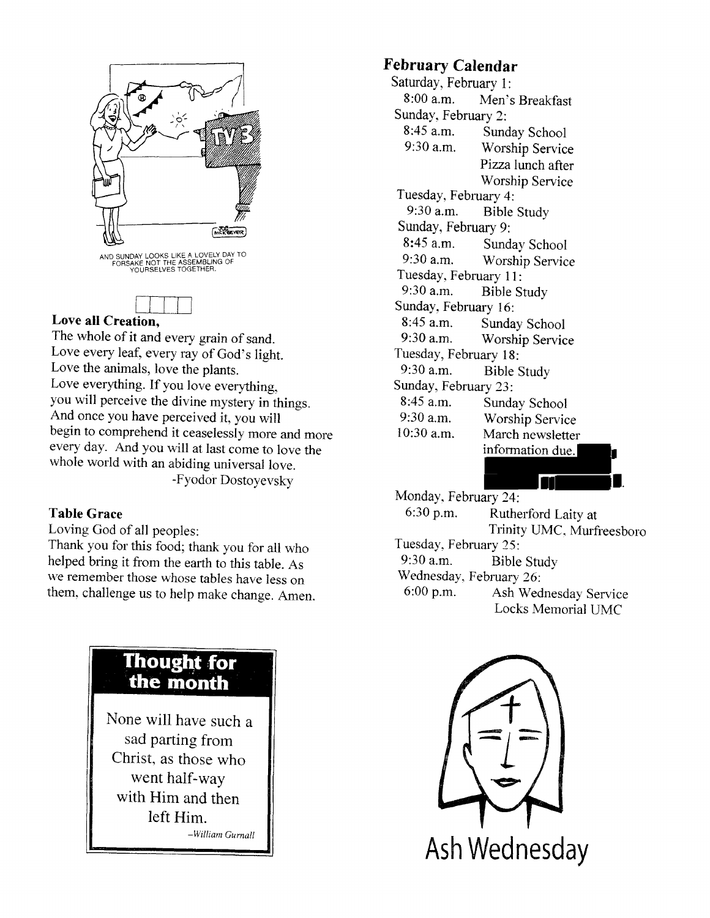AND SUNDAY LOOKS LIKE A LOVELY DAY TO FORSAKE NOT THE ASSEMBLING OF YOURSELVES TOGETHER.

**Love all Creation,**
The whole of it and every grain of sand.
Love every leaf, every ray of God's light.
Love the animals, love the plants.
Love everything. If you love everything,
you will perceive the divine mystery in things.
And once you have perceived it, you will
begin to comprehend it ceaselessly more and more
every day. And you will at last come to love the
whole world with an abiding universal love.

-Fyodor Dostoyevsky

**Table Grace**

Loving God of all peoples:
Thank you for this food; thank you for all who helped bring it from the earth to this table. As we remember those whose tables have less on them, challenge us to help make change. Amen.

## Thought for the month

None will have such a sad parting from Christ, as those who went half-way with Him and then left Him.

*-William Gurnall*

## February Calendar

Saturday, February 1:
- 8:00 a.m. Men's Breakfast

Sunday, February 2:
- 8:45 a.m. Sunday School
- 9:30 a.m. Worship Service
  Pizza lunch after Worship Service

Tuesday, February 4:
- 9:30 a.m. Bible Study

Sunday, February 9:
- 8:45 a.m. Sunday School
- 9:30 a.m. Worship Service

Tuesday, February 11:
- 9:30 a.m. Bible Study

Sunday, February 16:
- 8:45 a.m. Sunday School
- 9:30 a.m. Worship Service

Tuesday, February 18:
- 9:30 a.m. Bible Study

Sunday, February 23:
- 8:45 a.m. Sunday School
- 9:30 a.m. Worship Service
- 10:30 a.m. March newsletter information due.

Monday, February 24:
- 6:30 p.m. Rutherford Laity at Trinity UMC, Murfreesboro

Tuesday, February 25:
- 9:30 a.m. Bible Study

Wednesday, February 26:
- 6:00 p.m. Ash Wednesday Service Locks Memorial UMC

Ash Wednesday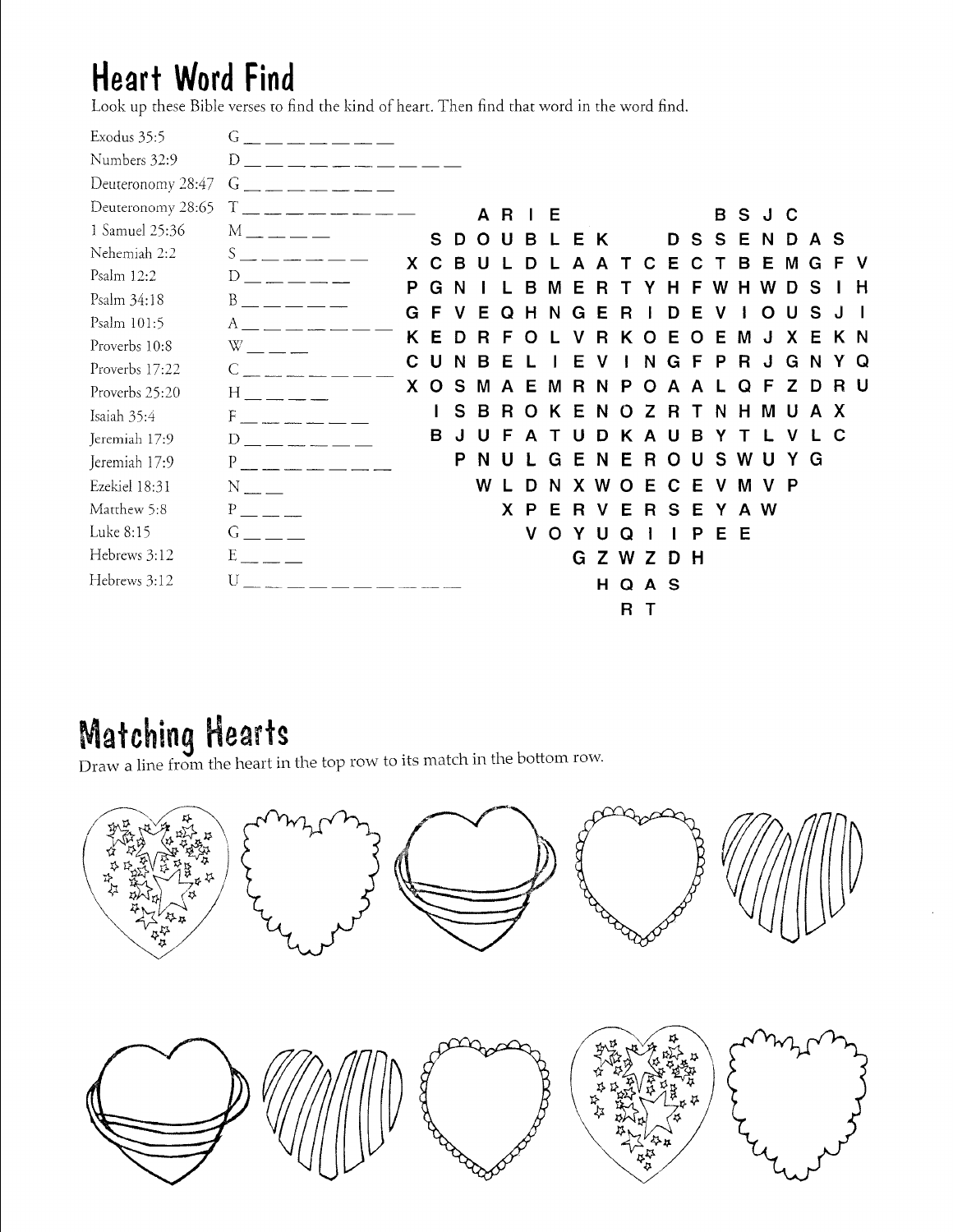# Heart Word Find

Look up these Bible verses to find the kind of heart. Then find that word in the word find.

Exodus 35:5 G _ _ _ _ _ _ _ _

Numbers 32:9 D _ _ _ _ _ _ _ _ _ _ _

Deuteronomy 28:47 G _ _ _ _ _ _ _ _

Deuteronomy 28:65 T _ _ _ _ _ _ _ _ _

1 Samuel 25:36 M _ _ _ _

Nehemiah 2:2 S _ _ _ _ _ _

Psalm 12:2 D _ _ _ _ _ _

Psalm 34:18 B _ _ _ _ _ _

Psalm 101:5 A _ _ _ _ _ _ _ _

Proverbs 10:8 W _ _ _

Proverbs 17:22 C _ _ _ _ _ _ _ _

Proverbs 25:20 H _ _ _ _

Isaiah 35:4 F _ _ _ _ _ _ _

Jeremiah 17:9 D _ _ _ _ _ _ _

Jeremiah 17:9 P _ _ _ _ _ _ _ _

Ezekiel 18:31 N _ _

Matthew 5:8 P _ _ _

Luke 8:15 G _ _ _

Hebrews 3:12 E _ _ _

Hebrews 3:12 U _ _ _ _ _ _ _ _ _ _

```
      A R I E           B S J C
    S D O U B L E K   D S S E N D A S
  X C B U L D L A A T C E C T B E M G F V
  P G N I L B M E R T Y H F W H W D S I H
  G F V E Q H N G E R I D E V I O U S J I
  K E D R F O L V R K O E O E M J X E K N
  C U N B E L I E V I N G F P R J G N Y Q
  X O S M A E M R N P O A A L Q F Z D R U
    I S B R O K E N O Z R T N H M U A X
    B J U F A T U D K A U B Y T L V L C
      P N U L G E N E R O U S W U Y G
        W L D N X W O E C E V M V P
          X P E R V E R S E Y A W
            V O Y U Q I I P E E
              G Z W Z D H
                H Q A S
                  R T
```

# Matching Hearts

Draw a line from the heart in the top row to its match in the bottom row.